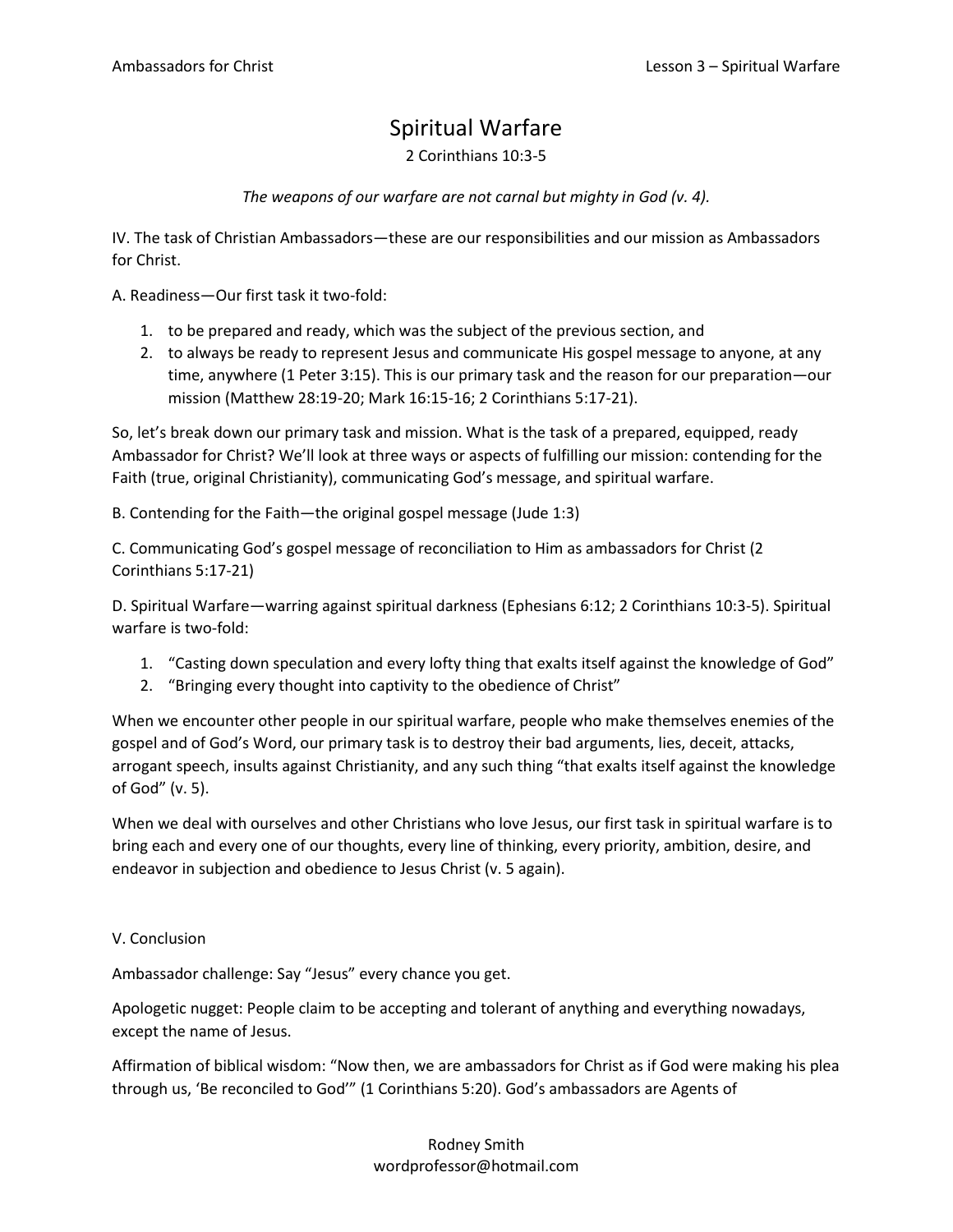# Spiritual Warfare

2 Corinthians 10:3-5

*The weapons of our warfare are not carnal but mighty in God (v. 4).*

IV. The task of Christian Ambassadors—these are our responsibilities and our mission as Ambassadors for Christ.

A. Readiness—Our first task it two-fold:

1. to be prepared and ready, which was the subject of the previous section, and
2. to always be ready to represent Jesus and communicate His gospel message to anyone, at any time, anywhere (1 Peter 3:15). This is our primary task and the reason for our preparation—our mission (Matthew 28:19-20; Mark 16:15-16; 2 Corinthians 5:17-21).

So, let's break down our primary task and mission. What is the task of a prepared, equipped, ready Ambassador for Christ? We'll look at three ways or aspects of fulfilling our mission: contending for the Faith (true, original Christianity), communicating God's message, and spiritual warfare.

B. Contending for the Faith—the original gospel message (Jude 1:3)

C. Communicating God's gospel message of reconciliation to Him as ambassadors for Christ (2 Corinthians 5:17-21)

D. Spiritual Warfare—warring against spiritual darkness (Ephesians 6:12; 2 Corinthians 10:3-5). Spiritual warfare is two-fold:

1. "Casting down speculation and every lofty thing that exalts itself against the knowledge of God"
2. "Bringing every thought into captivity to the obedience of Christ"

When we encounter other people in our spiritual warfare, people who make themselves enemies of the gospel and of God's Word, our primary task is to destroy their bad arguments, lies, deceit, attacks, arrogant speech, insults against Christianity, and any such thing "that exalts itself against the knowledge of God" (v. 5).

When we deal with ourselves and other Christians who love Jesus, our first task in spiritual warfare is to bring each and every one of our thoughts, every line of thinking, every priority, ambition, desire, and endeavor in subjection and obedience to Jesus Christ (v. 5 again).

V. Conclusion

Ambassador challenge: Say "Jesus" every chance you get.

Apologetic nugget: People claim to be accepting and tolerant of anything and everything nowadays, except the name of Jesus.

Affirmation of biblical wisdom: "Now then, we are ambassadors for Christ as if God were making his plea through us, 'Be reconciled to God'" (1 Corinthians 5:20). God's ambassadors are Agents of

Rodney Smith
wordprofessor@hotmail.com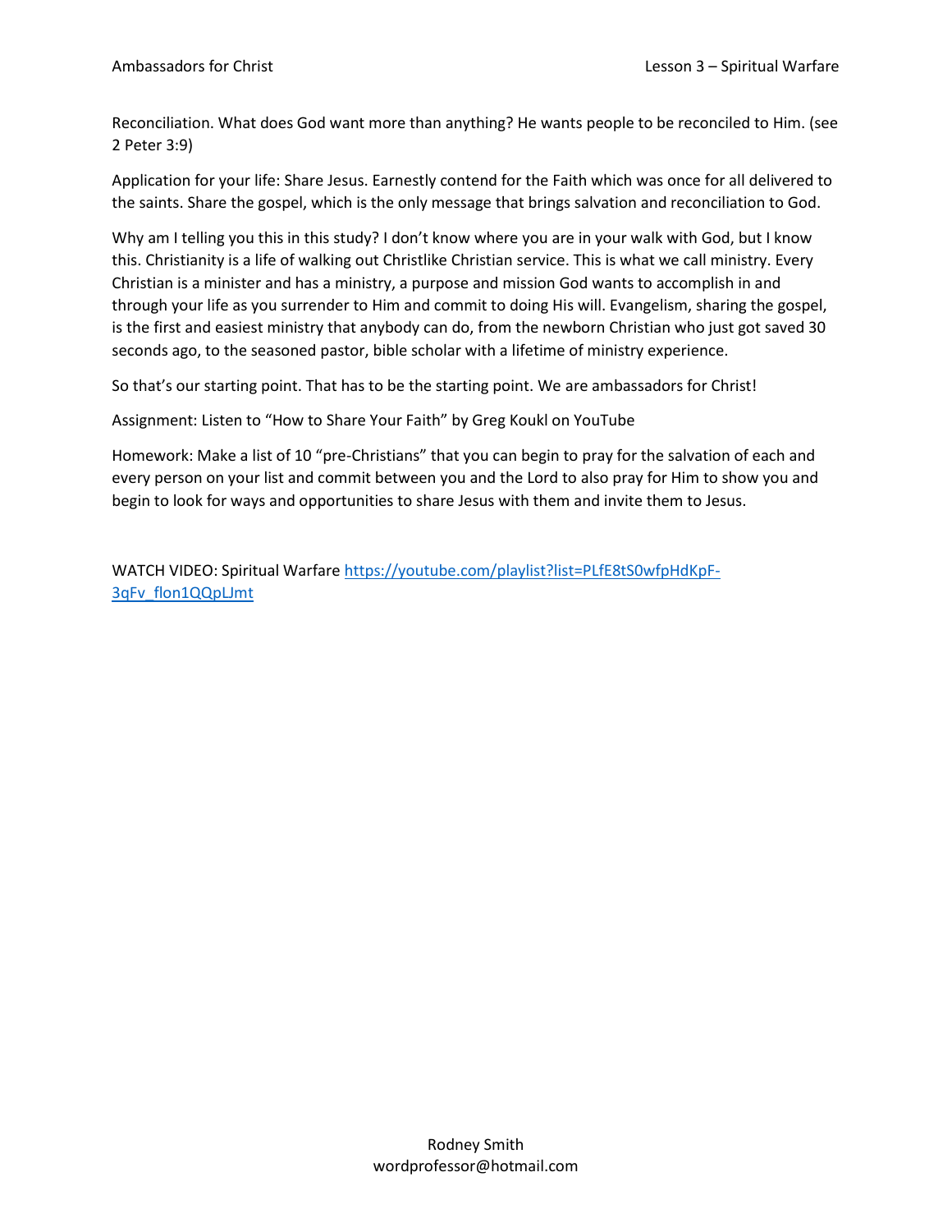Reconciliation. What does God want more than anything? He wants people to be reconciled to Him. (see 2 Peter 3:9)

Application for your life: Share Jesus. Earnestly contend for the Faith which was once for all delivered to the saints. Share the gospel, which is the only message that brings salvation and reconciliation to God.

Why am I telling you this in this study? I don't know where you are in your walk with God, but I know this. Christianity is a life of walking out Christlike Christian service. This is what we call ministry. Every Christian is a minister and has a ministry, a purpose and mission God wants to accomplish in and through your life as you surrender to Him and commit to doing His will. Evangelism, sharing the gospel, is the first and easiest ministry that anybody can do, from the newborn Christian who just got saved 30 seconds ago, to the seasoned pastor, bible scholar with a lifetime of ministry experience.

So that's our starting point. That has to be the starting point. We are ambassadors for Christ!

Assignment: Listen to "How to Share Your Faith" by Greg Koukl on YouTube

Homework: Make a list of 10 "pre-Christians" that you can begin to pray for the salvation of each and every person on your list and commit between you and the Lord to also pray for Him to show you and begin to look for ways and opportunities to share Jesus with them and invite them to Jesus.

WATCH VIDEO: Spiritual Warfare [https://youtube.com/playlist?list=PLfE8tS0wfpHdKpF-3qFv_flon1QQpLJmt](https://youtube.com/playlist?list=PLfE8tS0wfpHdKpF-3qFv_flon1QQpLJmt)

Rodney Smith
wordprofessor@hotmail.com